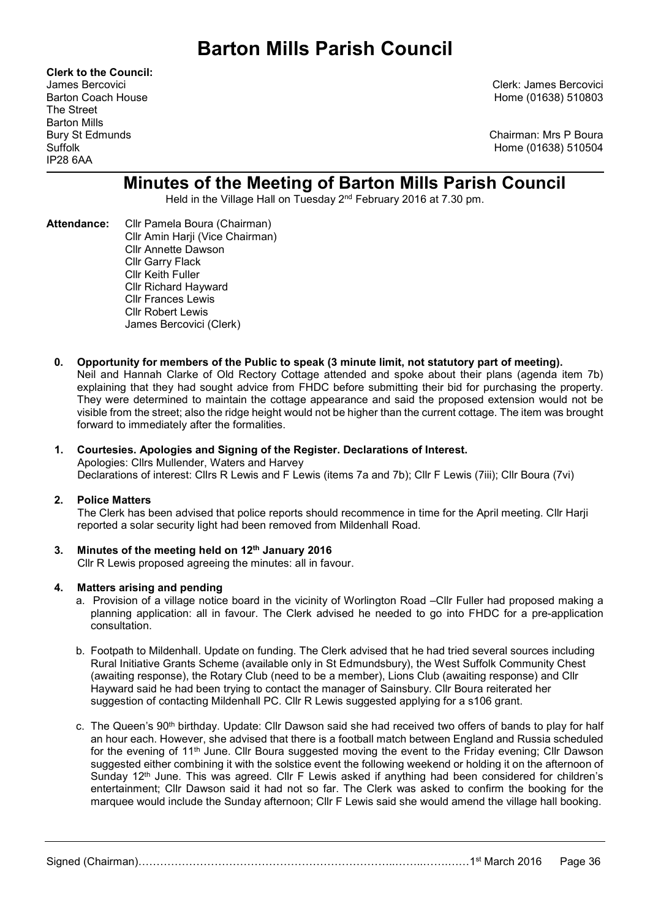# Barton Mills Parish Council

**Clerk to the Council:**
James Bercovici
Barton Coach House
The Street
Barton Mills
Bury St Edmunds
Suffolk
IP28 6AA

Clerk: James Bercovici
Home (01638) 510803

Chairman: Mrs P Boura
Home (01638) 510504

## Minutes of the Meeting of Barton Mills Parish Council

Held in the Village Hall on Tuesday 2nd February 2016 at 7.30 pm.

**Attendance:** Cllr Pamela Boura (Chairman)
Cllr Amin Harji (Vice Chairman)
Cllr Annette Dawson
Cllr Garry Flack
Cllr Keith Fuller
Cllr Richard Hayward
Cllr Frances Lewis
Cllr Robert Lewis
James Bercovici (Clerk)

**0. Opportunity for members of the Public to speak (3 minute limit, not statutory part of meeting).**
Neil and Hannah Clarke of Old Rectory Cottage attended and spoke about their plans (agenda item 7b) explaining that they had sought advice from FHDC before submitting their bid for purchasing the property. They were determined to maintain the cottage appearance and said the proposed extension would not be visible from the street; also the ridge height would not be higher than the current cottage. The item was brought forward to immediately after the formalities.

**1. Courtesies. Apologies and Signing of the Register. Declarations of Interest.**
Apologies: Cllrs Mullender, Waters and Harvey
Declarations of interest: Cllrs R Lewis and F Lewis (items 7a and 7b); Cllr F Lewis (7iii); Cllr Boura (7vi)

**2. Police Matters**
The Clerk has been advised that police reports should recommence in time for the April meeting. Cllr Harji reported a solar security light had been removed from Mildenhall Road.

**3. Minutes of the meeting held on 12th January 2016**
Cllr R Lewis proposed agreeing the minutes: all in favour.

**4. Matters arising and pending**

a. Provision of a village notice board in the vicinity of Worlington Road –Cllr Fuller had proposed making a planning application: all in favour. The Clerk advised he needed to go into FHDC for a pre-application consultation.

b. Footpath to Mildenhall. Update on funding. The Clerk advised that he had tried several sources including Rural Initiative Grants Scheme (available only in St Edmundsbury), the West Suffolk Community Chest (awaiting response), the Rotary Club (need to be a member), Lions Club (awaiting response) and Cllr Hayward said he had been trying to contact the manager of Sainsbury. Cllr Boura reiterated her suggestion of contacting Mildenhall PC. Cllr R Lewis suggested applying for a s106 grant.

c. The Queen's 90th birthday. Update: Cllr Dawson said she had received two offers of bands to play for half an hour each. However, she advised that there is a football match between England and Russia scheduled for the evening of 11th June. Cllr Boura suggested moving the event to the Friday evening; Cllr Dawson suggested either combining it with the solstice event the following weekend or holding it on the afternoon of Sunday 12th June. This was agreed. Cllr F Lewis asked if anything had been considered for children's entertainment; Cllr Dawson said it had not so far. The Clerk was asked to confirm the booking for the marquee would include the Sunday afternoon; Cllr F Lewis said she would amend the village hall booking.

Signed (Chairman)……………………………………………………………………..……..…….……1st March 2016 Page 36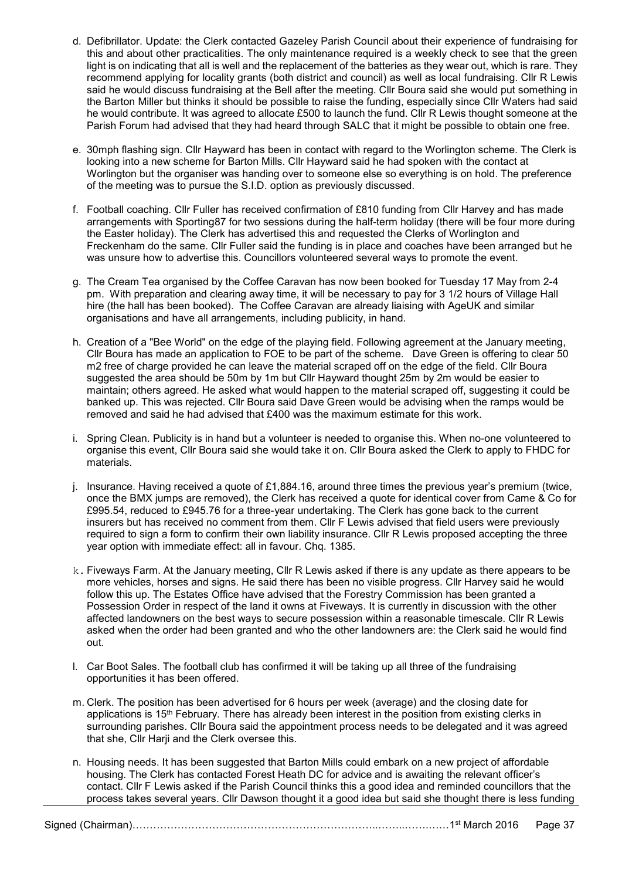d. Defibrillator. Update: the Clerk contacted Gazeley Parish Council about their experience of fundraising for this and about other practicalities. The only maintenance required is a weekly check to see that the green light is on indicating that all is well and the replacement of the batteries as they wear out, which is rare. They recommend applying for locality grants (both district and council) as well as local fundraising. Cllr R Lewis said he would discuss fundraising at the Bell after the meeting. Cllr Boura said she would put something in the Barton Miller but thinks it should be possible to raise the funding, especially since Cllr Waters had said he would contribute. It was agreed to allocate £500 to launch the fund. Cllr R Lewis thought someone at the Parish Forum had advised that they had heard through SALC that it might be possible to obtain one free.

e. 30mph flashing sign. Cllr Hayward has been in contact with regard to the Worlington scheme. The Clerk is looking into a new scheme for Barton Mills. Cllr Hayward said he had spoken with the contact at Worlington but the organiser was handing over to someone else so everything is on hold. The preference of the meeting was to pursue the S.I.D. option as previously discussed.

f. Football coaching. Cllr Fuller has received confirmation of £810 funding from Cllr Harvey and has made arrangements with Sporting87 for two sessions during the half-term holiday (there will be four more during the Easter holiday). The Clerk has advertised this and requested the Clerks of Worlington and Freckenham do the same. Cllr Fuller said the funding is in place and coaches have been arranged but he was unsure how to advertise this. Councillors volunteered several ways to promote the event.

g. The Cream Tea organised by the Coffee Caravan has now been booked for Tuesday 17 May from 2-4 pm. With preparation and clearing away time, it will be necessary to pay for 3 1/2 hours of Village Hall hire (the hall has been booked). The Coffee Caravan are already liaising with AgeUK and similar organisations and have all arrangements, including publicity, in hand.

h. Creation of a "Bee World" on the edge of the playing field. Following agreement at the January meeting, Cllr Boura has made an application to FOE to be part of the scheme. Dave Green is offering to clear 50 m2 free of charge provided he can leave the material scraped off on the edge of the field. Cllr Boura suggested the area should be 50m by 1m but Cllr Hayward thought 25m by 2m would be easier to maintain; others agreed. He asked what would happen to the material scraped off, suggesting it could be banked up. This was rejected. Cllr Boura said Dave Green would be advising when the ramps would be removed and said he had advised that £400 was the maximum estimate for this work.

i. Spring Clean. Publicity is in hand but a volunteer is needed to organise this. When no-one volunteered to organise this event, Cllr Boura said she would take it on. Cllr Boura asked the Clerk to apply to FHDC for materials.

j. Insurance. Having received a quote of £1,884.16, around three times the previous year's premium (twice, once the BMX jumps are removed), the Clerk has received a quote for identical cover from Came & Co for £995.54, reduced to £945.76 for a three-year undertaking. The Clerk has gone back to the current insurers but has received no comment from them. Cllr F Lewis advised that field users were previously required to sign a form to confirm their own liability insurance. Cllr R Lewis proposed accepting the three year option with immediate effect: all in favour. Chq. 1385.

k. Fiveways Farm. At the January meeting, Cllr R Lewis asked if there is any update as there appears to be more vehicles, horses and signs. He said there has been no visible progress. Cllr Harvey said he would follow this up. The Estates Office have advised that the Forestry Commission has been granted a Possession Order in respect of the land it owns at Fiveways. It is currently in discussion with the other affected landowners on the best ways to secure possession within a reasonable timescale. Cllr R Lewis asked when the order had been granted and who the other landowners are: the Clerk said he would find out.

l. Car Boot Sales. The football club has confirmed it will be taking up all three of the fundraising opportunities it has been offered.

m. Clerk. The position has been advertised for 6 hours per week (average) and the closing date for applications is 15th February. There has already been interest in the position from existing clerks in surrounding parishes. Cllr Boura said the appointment process needs to be delegated and it was agreed that she, Cllr Harji and the Clerk oversee this.

n. Housing needs. It has been suggested that Barton Mills could embark on a new project of affordable housing. The Clerk has contacted Forest Heath DC for advice and is awaiting the relevant officer's contact. Cllr F Lewis asked if the Parish Council thinks this a good idea and reminded councillors that the process takes several years. Cllr Dawson thought it a good idea but said she thought there is less funding

Signed (Chairman)……………………………………………………………………………1st March 2016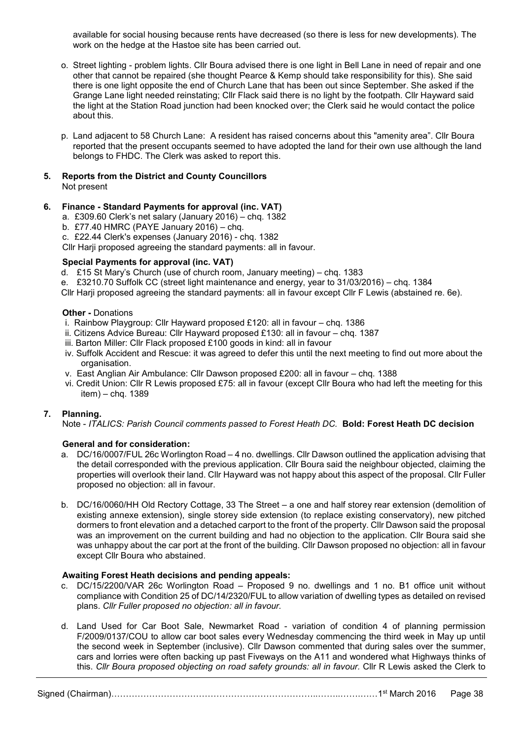available for social housing because rents have decreased (so there is less for new developments). The work on the hedge at the Hastoe site has been carried out.

o. Street lighting - problem lights. Cllr Boura advised there is one light in Bell Lane in need of repair and one other that cannot be repaired (she thought Pearce & Kemp should take responsibility for this). She said there is one light opposite the end of Church Lane that has been out since September. She asked if the Grange Lane light needed reinstating; Cllr Flack said there is no light by the footpath. Cllr Hayward said the light at the Station Road junction had been knocked over; the Clerk said he would contact the police about this.

p. Land adjacent to 58 Church Lane: A resident has raised concerns about this "amenity area". Cllr Boura reported that the present occupants seemed to have adopted the land for their own use although the land belongs to FHDC. The Clerk was asked to report this.

**5. Reports from the District and County Councillors**
Not present

**6. Finance - Standard Payments for approval (inc. VAT)**

a. £309.60 Clerk's net salary (January 2016) – chq. 1382
b. £77.40 HMRC (PAYE January 2016) – chq.
c. £22.44 Clerk's expenses (January 2016) - chq. 1382

Cllr Harji proposed agreeing the standard payments: all in favour.

**Special Payments for approval (inc. VAT)**

d. £15 St Mary's Church (use of church room, January meeting) – chq. 1383
e. £3210.70 Suffolk CC (street light maintenance and energy, year to 31/03/2016) – chq. 1384

Cllr Harji proposed agreeing the standard payments: all in favour except Cllr F Lewis (abstained re. 6e).

**Other -** Donations

i. Rainbow Playgroup: Cllr Hayward proposed £120: all in favour – chq. 1386
ii. Citizens Advice Bureau: Cllr Hayward proposed £130: all in favour – chq. 1387
iii. Barton Miller: Cllr Flack proposed £100 goods in kind: all in favour
iv. Suffolk Accident and Rescue: it was agreed to defer this until the next meeting to find out more about the organisation.
v. East Anglian Air Ambulance: Cllr Dawson proposed £200: all in favour – chq. 1388
vi. Credit Union: Cllr R Lewis proposed £75: all in favour (except Cllr Boura who had left the meeting for this item) – chq. 1389

**7. Planning.**

Note - *ITALICS: Parish Council comments passed to Forest Heath DC.* **Bold: Forest Heath DC decision**

**General and for consideration:**

a. DC/16/0007/FUL 26c Worlington Road – 4 no. dwellings. Cllr Dawson outlined the application advising that the detail corresponded with the previous application. Cllr Boura said the neighbour objected, claiming the properties will overlook their land. Cllr Hayward was not happy about this aspect of the proposal. Cllr Fuller proposed no objection: all in favour.

b. DC/16/0060/HH Old Rectory Cottage, 33 The Street – a one and half storey rear extension (demolition of existing annexe extension), single storey side extension (to replace existing conservatory), new pitched dormers to front elevation and a detached carport to the front of the property. Cllr Dawson said the proposal was an improvement on the current building and had no objection to the application. Cllr Boura said she was unhappy about the car port at the front of the building. Cllr Dawson proposed no objection: all in favour except Cllr Boura who abstained.

**Awaiting Forest Heath decisions and pending appeals:**

c. DC/15/2200/VAR 26c Worlington Road – Proposed 9 no. dwellings and 1 no. B1 office unit without compliance with Condition 25 of DC/14/2320/FUL to allow variation of dwelling types as detailed on revised plans. *Cllr Fuller proposed no objection: all in favour.*

d. Land Used for Car Boot Sale, Newmarket Road - variation of condition 4 of planning permission F/2009/0137/COU to allow car boot sales every Wednesday commencing the third week in May up until the second week in September (inclusive). Cllr Dawson commented that during sales over the summer, cars and lorries were often backing up past Fiveways on the A11 and wondered what Highways thinks of this. *Cllr Boura proposed objecting on road safety grounds: all in favour.* Cllr R Lewis asked the Clerk to

Signed (Chairman)……………………………………………………………………………1st March 2016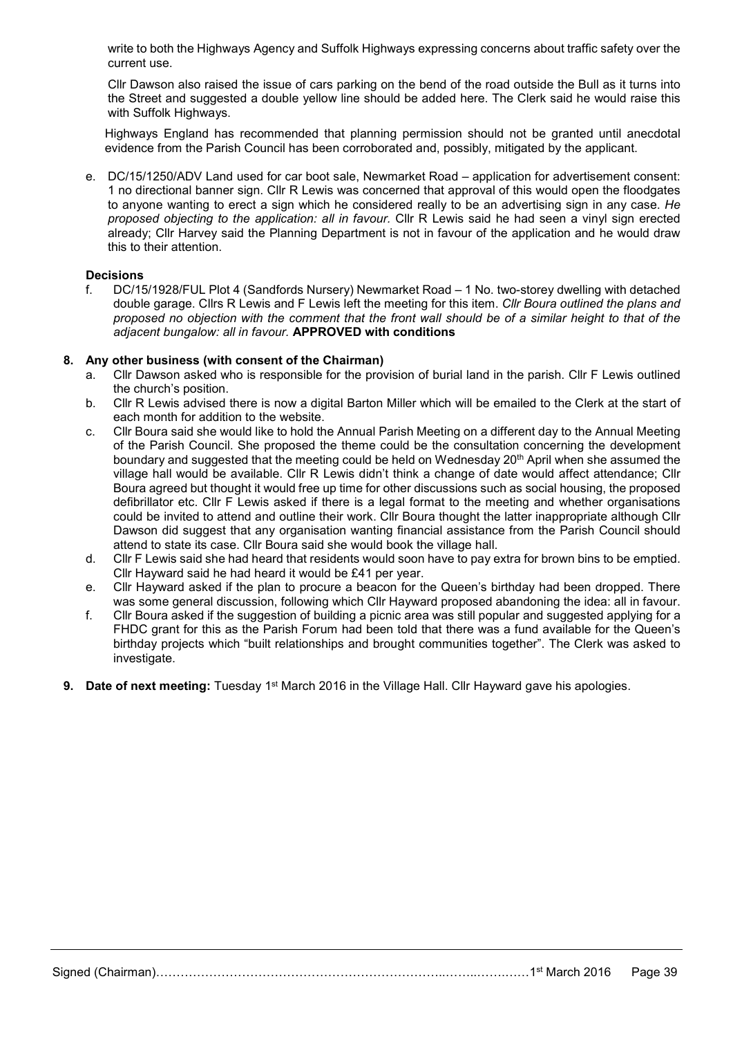write to both the Highways Agency and Suffolk Highways expressing concerns about traffic safety over the current use.

Cllr Dawson also raised the issue of cars parking on the bend of the road outside the Bull as it turns into the Street and suggested a double yellow line should be added here. The Clerk said he would raise this with Suffolk Highways.

Highways England has recommended that planning permission should not be granted until anecdotal evidence from the Parish Council has been corroborated and, possibly, mitigated by the applicant.

e. DC/15/1250/ADV Land used for car boot sale, Newmarket Road – application for advertisement consent: 1 no directional banner sign. Cllr R Lewis was concerned that approval of this would open the floodgates to anyone wanting to erect a sign which he considered really to be an advertising sign in any case. *He proposed objecting to the application: all in favour.* Cllr R Lewis said he had seen a vinyl sign erected already; Cllr Harvey said the Planning Department is not in favour of the application and he would draw this to their attention.

**Decisions**

f. DC/15/1928/FUL Plot 4 (Sandfords Nursery) Newmarket Road – 1 No. two-storey dwelling with detached double garage. Cllrs R Lewis and F Lewis left the meeting for this item. *Cllr Boura outlined the plans and proposed no objection with the comment that the front wall should be of a similar height to that of the adjacent bungalow: all in favour.* **APPROVED with conditions**

**8. Any other business (with consent of the Chairman)**

a. Cllr Dawson asked who is responsible for the provision of burial land in the parish. Cllr F Lewis outlined the church's position.

b. Cllr R Lewis advised there is now a digital Barton Miller which will be emailed to the Clerk at the start of each month for addition to the website.

c. Cllr Boura said she would like to hold the Annual Parish Meeting on a different day to the Annual Meeting of the Parish Council. She proposed the theme could be the consultation concerning the development boundary and suggested that the meeting could be held on Wednesday 20th April when she assumed the village hall would be available. Cllr R Lewis didn't think a change of date would affect attendance; Cllr Boura agreed but thought it would free up time for other discussions such as social housing, the proposed defibrillator etc. Cllr F Lewis asked if there is a legal format to the meeting and whether organisations could be invited to attend and outline their work. Cllr Boura thought the latter inappropriate although Cllr Dawson did suggest that any organisation wanting financial assistance from the Parish Council should attend to state its case. Cllr Boura said she would book the village hall.

d. Cllr F Lewis said she had heard that residents would soon have to pay extra for brown bins to be emptied. Cllr Hayward said he had heard it would be £41 per year.

e. Cllr Hayward asked if the plan to procure a beacon for the Queen's birthday had been dropped. There was some general discussion, following which Cllr Hayward proposed abandoning the idea: all in favour.

f. Cllr Boura asked if the suggestion of building a picnic area was still popular and suggested applying for a FHDC grant for this as the Parish Forum had been told that there was a fund available for the Queen's birthday projects which "built relationships and brought communities together". The Clerk was asked to investigate.

**9. Date of next meeting:** Tuesday 1st March 2016 in the Village Hall. Cllr Hayward gave his apologies.

Signed (Chairman)……………………………………………………………..……..…….……1st March 2016